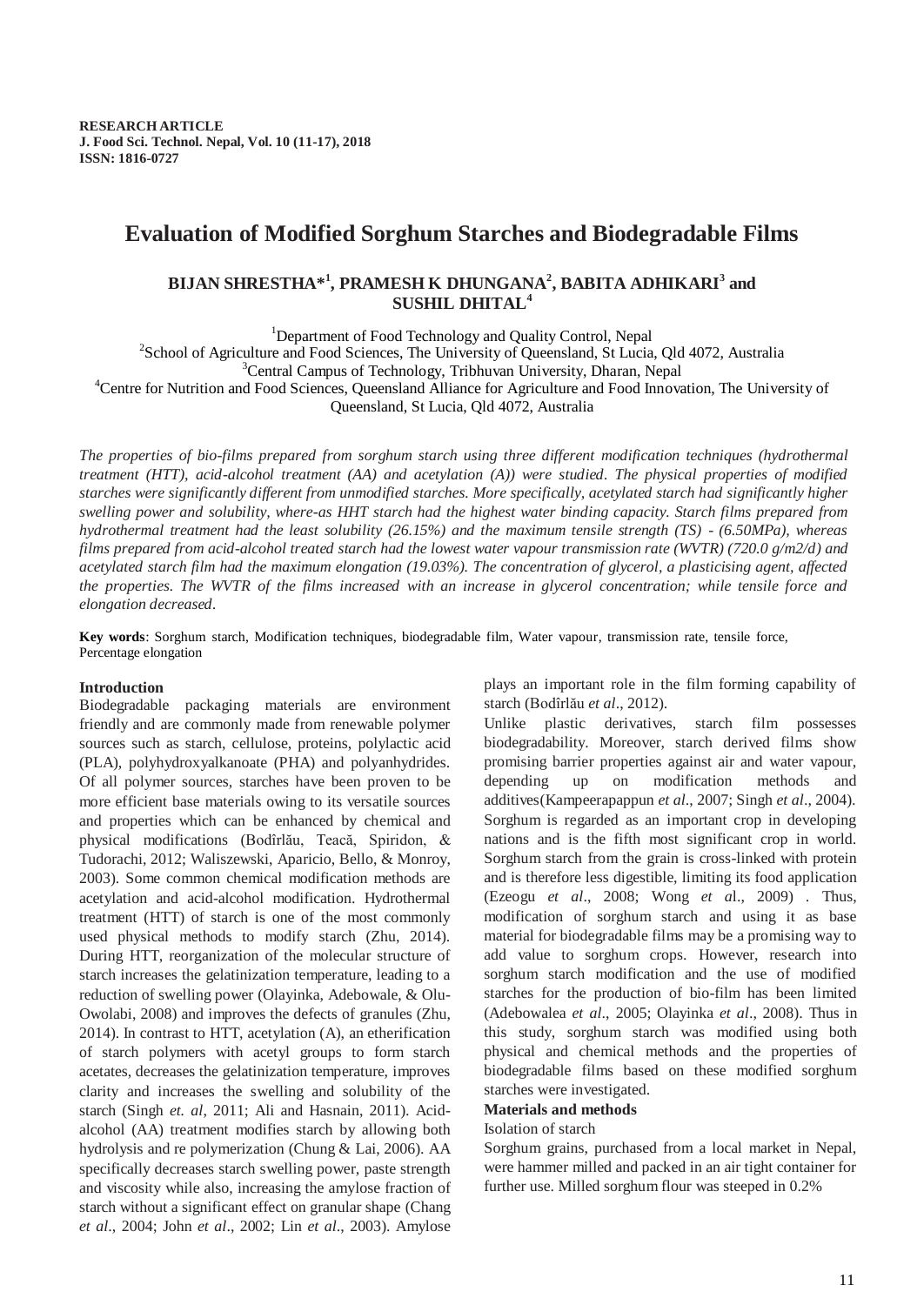**RESEARCH ARTICLE**
**J. Food Sci. Technol. Nepal, Vol. 10 (11-17), 2018**
**ISSN: 1816-0727**

# Evaluation of Modified Sorghum Starches and Biodegradable Films

**BIJAN SHRESTHA*[1], PRAMESH K DHUNGANA[2], BABITA ADHIKARI[3] and SUSHIL DHITAL[4]**

[1]Department of Food Technology and Quality Control, Nepal
[2]School of Agriculture and Food Sciences, The University of Queensland, St Lucia, Qld 4072, Australia
[3]Central Campus of Technology, Tribhuvan University, Dharan, Nepal
[4]Centre for Nutrition and Food Sciences, Queensland Alliance for Agriculture and Food Innovation, The University of Queensland, St Lucia, Qld 4072, Australia

*The properties of bio-films prepared from sorghum starch using three different modification techniques (hydrothermal treatment (HTT), acid-alcohol treatment (AA) and acetylation (A)) were studied. The physical properties of modified starches were significantly different from unmodified starches. More specifically, acetylated starch had significantly higher swelling power and solubility, where-as HHT starch had the highest water binding capacity. Starch films prepared from hydrothermal treatment had the least solubility (26.15%) and the maximum tensile strength (TS) - (6.50MPa), whereas films prepared from acid-alcohol treated starch had the lowest water vapour transmission rate (WVTR) (720.0 g/m2/d) and acetylated starch film had the maximum elongation (19.03%). The concentration of glycerol, a plasticising agent, affected the properties. The WVTR of the films increased with an increase in glycerol concentration; while tensile force and elongation decreased.*

**Key words**: Sorghum starch, Modification techniques, biodegradable film, Water vapour, transmission rate, tensile force, Percentage elongation

## Introduction

Biodegradable packaging materials are environment friendly and are commonly made from renewable polymer sources such as starch, cellulose, proteins, polylactic acid (PLA), polyhydroxyalkanoate (PHA) and polyanhydrides. Of all polymer sources, starches have been proven to be more efficient base materials owing to its versatile sources and properties which can be enhanced by chemical and physical modifications (Bodîrlău, Teacă, Spiridon, & Tudorachi, 2012; Waliszewski, Aparicio, Bello, & Monroy, 2003). Some common chemical modification methods are acetylation and acid-alcohol modification. Hydrothermal treatment (HTT) of starch is one of the most commonly used physical methods to modify starch (Zhu, 2014). During HTT, reorganization of the molecular structure of starch increases the gelatinization temperature, leading to a reduction of swelling power (Olayinka, Adebowale, & Olu-Owolabi, 2008) and improves the defects of granules (Zhu, 2014). In contrast to HTT, acetylation (A), an etherification of starch polymers with acetyl groups to form starch acetates, decreases the gelatinization temperature, improves clarity and increases the swelling and solubility of the starch (Singh *et. al*, 2011; Ali and Hasnain, 2011). Acid-alcohol (AA) treatment modifies starch by allowing both hydrolysis and re polymerization (Chung & Lai, 2006). AA specifically decreases starch swelling power, paste strength and viscosity while also, increasing the amylose fraction of starch without a significant effect on granular shape (Chang *et al*., 2004; John *et al*., 2002; Lin *et al*., 2003). Amylose plays an important role in the film forming capability of starch (Bodîrlău *et al*., 2012).

Unlike plastic derivatives, starch film possesses biodegradability. Moreover, starch derived films show promising barrier properties against air and water vapour, depending up on modification methods and additives(Kampeerapappun *et al*., 2007; Singh *et al*., 2004). Sorghum is regarded as an important crop in developing nations and is the fifth most significant crop in world. Sorghum starch from the grain is cross-linked with protein and is therefore less digestible, limiting its food application (Ezeogu *et al*., 2008; Wong *et al*., 2009) . Thus, modification of sorghum starch and using it as base material for biodegradable films may be a promising way to add value to sorghum crops. However, research into sorghum starch modification and the use of modified starches for the production of bio-film has been limited (Adebowalea *et al*., 2005; Olayinka *et al*., 2008). Thus in this study, sorghum starch was modified using both physical and chemical methods and the properties of biodegradable films based on these modified sorghum starches were investigated.

## Materials and methods

Isolation of starch

Sorghum grains, purchased from a local market in Nepal, were hammer milled and packed in an air tight container for further use. Milled sorghum flour was steeped in 0.2%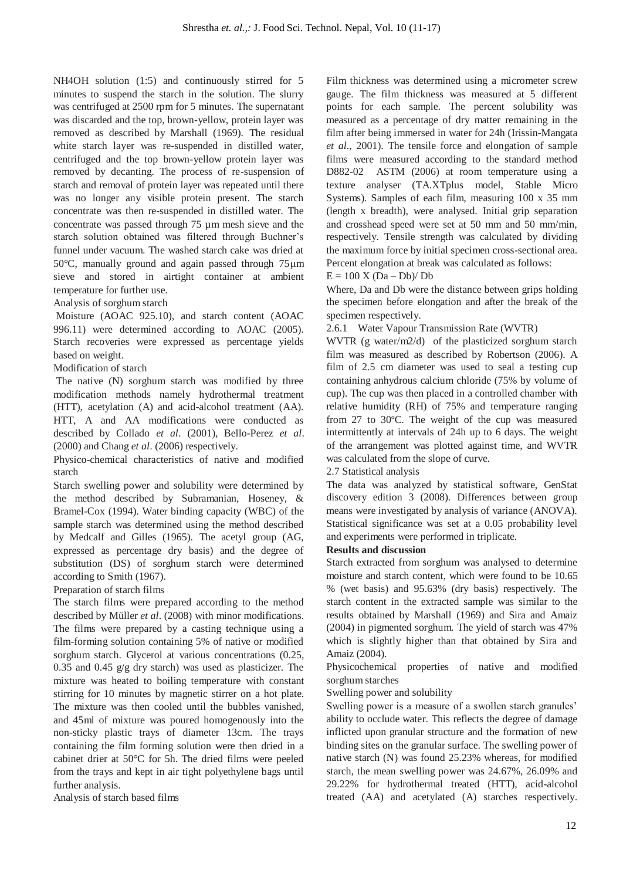$NH_4OH$ solution (1:5) and continuously stirred for 5 minutes to suspend the starch in the solution. The slurry was centrifuged at 2500 rpm for 5 minutes. The supernatant was discarded and the top, brown-yellow, protein layer was removed as described by Marshall (1969). The residual white starch layer was re-suspended in distilled water, centrifuged and the top brown-yellow protein layer was removed by decanting. The process of re-suspension of starch and removal of protein layer was repeated until there was no longer any visible protein present. The starch concentrate was then re-suspended in distilled water. The concentrate was passed through 75 µm mesh sieve and the starch solution obtained was filtered through Buchner's funnel under vacuum. The washed starch cake was dried at 50°C, manually ground and again passed through 75µm sieve and stored in airtight container at ambient temperature for further use.

Analysis of sorghum starch

Moisture (AOAC 925.10), and starch content (AOAC 996.11) were determined according to AOAC (2005). Starch recoveries were expressed as percentage yields based on weight.

Modification of starch

The native (N) sorghum starch was modified by three modification methods namely hydrothermal treatment (HTT), acetylation (A) and acid-alcohol treatment (AA). HTT, A and AA modifications were conducted as described by Collado *et al*. (2001), Bello-Perez *et al*. (2000) and Chang *et al*. (2006) respectively.

Physico-chemical characteristics of native and modified starch

Starch swelling power and solubility were determined by the method described by Subramanian, Hoseney, & Bramel-Cox (1994). Water binding capacity (WBC) of the sample starch was determined using the method described by Medcalf and Gilles (1965). The acetyl group (AG, expressed as percentage dry basis) and the degree of substitution (DS) of sorghum starch were determined according to Smith (1967).

Preparation of starch films

The starch films were prepared according to the method described by Müller *et al*. (2008) with minor modifications. The films were prepared by a casting technique using a film-forming solution containing 5% of native or modified sorghum starch. Glycerol at various concentrations (0.25, 0.35 and 0.45 g/g dry starch) was used as plasticizer. The mixture was heated to boiling temperature with constant stirring for 10 minutes by magnetic stirrer on a hot plate. The mixture was then cooled until the bubbles vanished, and 45ml of mixture was poured homogenously into the non-sticky plastic trays of diameter 13cm. The trays containing the film forming solution were then dried in a cabinet drier at 50°C for 5h. The dried films were peeled from the trays and kept in air tight polyethylene bags until further analysis.

Analysis of starch based films

Film thickness was determined using a micrometer screw gauge. The film thickness was measured at 5 different points for each sample. The percent solubility was measured as a percentage of dry matter remaining in the film after being immersed in water for 24h (Irissin-Mangata *et al*., 2001). The tensile force and elongation of sample films were measured according to the standard method D882-02 ASTM (2006) at room temperature using a texture analyser (TA.XTplus model, Stable Micro Systems). Samples of each film, measuring 100 x 35 mm (length x breadth), were analysed. Initial grip separation and crosshead speed were set at 50 mm and 50 mm/min, respectively. Tensile strength was calculated by dividing the maximum force by initial specimen cross-sectional area. Percent elongation at break was calculated as follows:

$E = 100 \times (Da - Db)/ Db$

Where, Da and Db were the distance between grips holding the specimen before elongation and after the break of the specimen respectively.

2.6.1 Water Vapour Transmission Rate (WVTR)

WVTR (g water/m2/d) of the plasticized sorghum starch film was measured as described by Robertson (2006). A film of 2.5 cm diameter was used to seal a testing cup containing anhydrous calcium chloride (75% by volume of cup). The cup was then placed in a controlled chamber with relative humidity (RH) of 75% and temperature ranging from 27 to 30ºC. The weight of the cup was measured intermittently at intervals of 24h up to 6 days. The weight of the arrangement was plotted against time, and WVTR was calculated from the slope of curve.

2.7 Statistical analysis

The data was analyzed by statistical software, GenStat discovery edition 3 (2008). Differences between group means were investigated by analysis of variance (ANOVA). Statistical significance was set at a 0.05 probability level and experiments were performed in triplicate.

**Results and discussion**

Starch extracted from sorghum was analysed to determine moisture and starch content, which were found to be 10.65 % (wet basis) and 95.63% (dry basis) respectively. The starch content in the extracted sample was similar to the results obtained by Marshall (1969) and Sira and Amaiz (2004) in pigmented sorghum. The yield of starch was 47% which is slightly higher than that obtained by Sira and Amaiz (2004).

Physicochemical properties of native and modified sorghum starches

Swelling power and solubility

Swelling power is a measure of a swollen starch granules' ability to occlude water. This reflects the degree of damage inflicted upon granular structure and the formation of new binding sites on the granular surface. The swelling power of native starch (N) was found 25.23% whereas, for modified starch, the mean swelling power was 24.67%, 26.09% and 29.22% for hydrothermal treated (HTT), acid-alcohol treated (AA) and acetylated (A) starches respectively.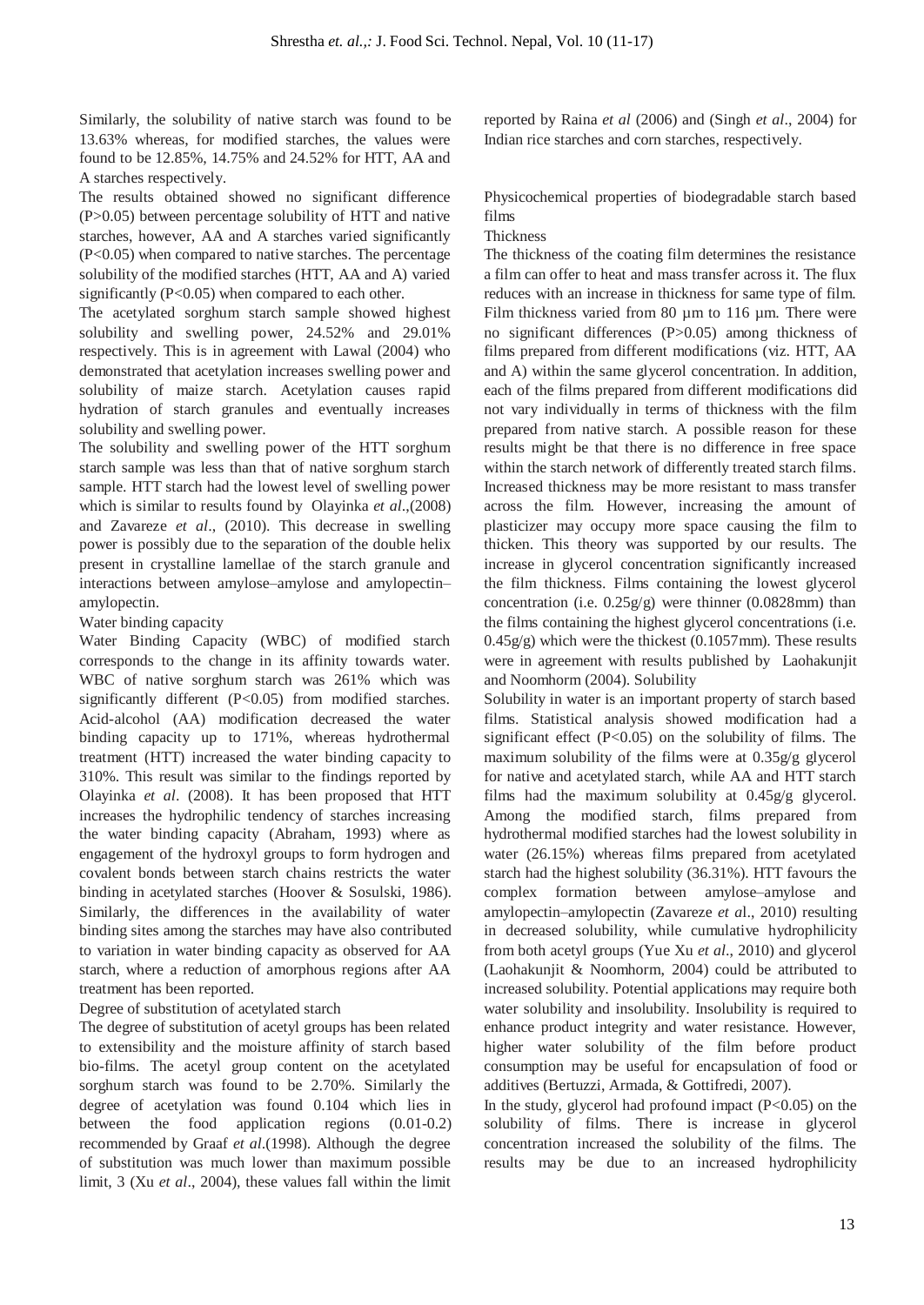Similarly, the solubility of native starch was found to be 13.63% whereas, for modified starches, the values were found to be 12.85%, 14.75% and 24.52% for HTT, AA and A starches respectively.

The results obtained showed no significant difference ($P>0.05$) between percentage solubility of HTT and native starches, however, AA and A starches varied significantly ($P<0.05$) when compared to native starches. The percentage solubility of the modified starches (HTT, AA and A) varied significantly ($P<0.05$) when compared to each other.

The acetylated sorghum starch sample showed highest solubility and swelling power, 24.52% and 29.01% respectively. This is in agreement with Lawal (2004) who demonstrated that acetylation increases swelling power and solubility of maize starch. Acetylation causes rapid hydration of starch granules and eventually increases solubility and swelling power.

The solubility and swelling power of the HTT sorghum starch sample was less than that of native sorghum starch sample. HTT starch had the lowest level of swelling power which is similar to results found by Olayinka *et al*.,(2008) and Zavareze *et al*., (2010). This decrease in swelling power is possibly due to the separation of the double helix present in crystalline lamellae of the starch granule and interactions between amylose–amylose and amylopectin–amylopectin.

### Water binding capacity

Water Binding Capacity (WBC) of modified starch corresponds to the change in its affinity towards water. WBC of native sorghum starch was 261% which was significantly different ($P<0.05$) from modified starches. Acid-alcohol (AA) modification decreased the water binding capacity up to 171%, whereas hydrothermal treatment (HTT) increased the water binding capacity to 310%. This result was similar to the findings reported by Olayinka *et al*. (2008). It has been proposed that HTT increases the hydrophilic tendency of starches increasing the water binding capacity (Abraham, 1993) where as engagement of the hydroxyl groups to form hydrogen and covalent bonds between starch chains restricts the water binding in acetylated starches (Hoover & Sosulski, 1986). Similarly, the differences in the availability of water binding sites among the starches may have also contributed to variation in water binding capacity as observed for AA starch, where a reduction of amorphous regions after AA treatment has been reported.

### Degree of substitution of acetylated starch

The degree of substitution of acetyl groups has been related to extensibility and the moisture affinity of starch based bio-films. The acetyl group content on the acetylated sorghum starch was found to be 2.70%. Similarly the degree of acetylation was found 0.104 which lies in between the food application regions (0.01-0.2) recommended by Graaf *et al*.(1998). Although the degree of substitution was much lower than maximum possible limit, 3 (Xu *et al*., 2004), these values fall within the limit reported by Raina *et al* (2006) and (Singh *et al*., 2004) for Indian rice starches and corn starches, respectively.

## Physicochemical properties of biodegradable starch based films

### Thickness

The thickness of the coating film determines the resistance a film can offer to heat and mass transfer across it. The flux reduces with an increase in thickness for same type of film. Film thickness varied from 80 µm to 116 µm. There were no significant differences ($P>0.05$) among thickness of films prepared from different modifications (viz. HTT, AA and A) within the same glycerol concentration. In addition, each of the films prepared from different modifications did not vary individually in terms of thickness with the film prepared from native starch. A possible reason for these results might be that there is no difference in free space within the starch network of differently treated starch films. Increased thickness may be more resistant to mass transfer across the film. However, increasing the amount of plasticizer may occupy more space causing the film to thicken. This theory was supported by our results. The increase in glycerol concentration significantly increased the film thickness. Films containing the lowest glycerol concentration (i.e. 0.25g/g) were thinner (0.0828mm) than the films containing the highest glycerol concentrations (i.e. 0.45g/g) which were the thickest (0.1057mm). These results were in agreement with results published by Laohakunjit and Noomhorm (2004).

### Solubility

Solubility in water is an important property of starch based films. Statistical analysis showed modification had a significant effect ($P<0.05$) on the solubility of films. The maximum solubility of the films were at 0.35g/g glycerol for native and acetylated starch, while AA and HTT starch films had the maximum solubility at 0.45g/g glycerol. Among the modified starch, films prepared from hydrothermal modified starches had the lowest solubility in water (26.15%) whereas films prepared from acetylated starch had the highest solubility (36.31%). HTT favours the complex formation between amylose–amylose and amylopectin–amylopectin (Zavareze *et al*., 2010) resulting in decreased solubility, while cumulative hydrophilicity from both acetyl groups (Yue Xu *et al*., 2010) and glycerol (Laohakunjit & Noomhorm, 2004) could be attributed to increased solubility. Potential applications may require both water solubility and insolubility. Insolubility is required to enhance product integrity and water resistance. However, higher water solubility of the film before product consumption may be useful for encapsulation of food or additives (Bertuzzi, Armada, & Gottifredi, 2007).

In the study, glycerol had profound impact ($P<0.05$) on the solubility of films. There is increase in glycerol concentration increased the solubility of the films. The results may be due to an increased hydrophilicity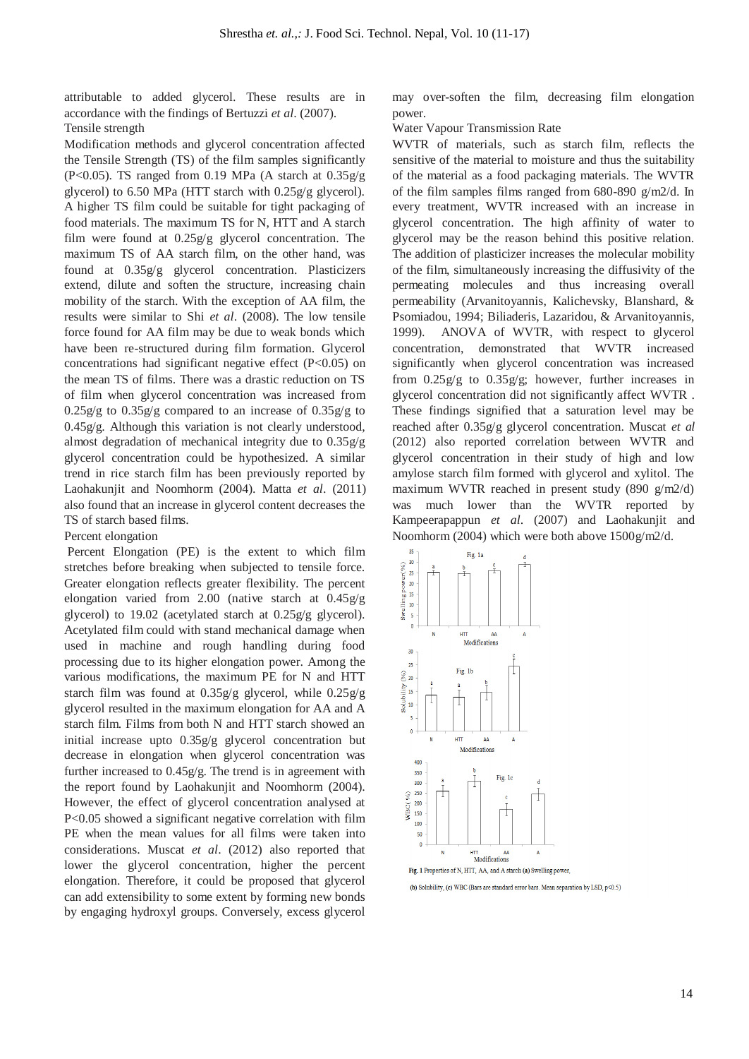attributable to added glycerol. These results are in accordance with the findings of Bertuzzi *et al*. (2007).

### Tensile strength

Modification methods and glycerol concentration affected the Tensile Strength (TS) of the film samples significantly ($P<0.05$). TS ranged from 0.19 MPa (A starch at 0.35g/g glycerol) to 6.50 MPa (HTT starch with 0.25g/g glycerol). A higher TS film could be suitable for tight packaging of food materials. The maximum TS for N, HTT and A starch film were found at 0.25g/g glycerol concentration. The maximum TS of AA starch film, on the other hand, was found at 0.35g/g glycerol concentration. Plasticizers extend, dilute and soften the structure, increasing chain mobility of the starch. With the exception of AA film, the results were similar to Shi *et al*. (2008). The low tensile force found for AA film may be due to weak bonds which have been re-structured during film formation. Glycerol concentrations had significant negative effect ($P<0.05$) on the mean TS of films. There was a drastic reduction on TS of film when glycerol concentration was increased from 0.25g/g to 0.35g/g compared to an increase of 0.35g/g to 0.45g/g. Although this variation is not clearly understood, almost degradation of mechanical integrity due to 0.35g/g glycerol concentration could be hypothesized. A similar trend in rice starch film has been previously reported by Laohakunjit and Noomhorm (2004). Matta *et al*. (2011) also found that an increase in glycerol content decreases the TS of starch based films.

### Percent elongation

Percent Elongation (PE) is the extent to which film stretches before breaking when subjected to tensile force. Greater elongation reflects greater flexibility. The percent elongation varied from 2.00 (native starch at 0.45g/g glycerol) to 19.02 (acetylated starch at 0.25g/g glycerol). Acetylated film could with stand mechanical damage when used in machine and rough handling during food processing due to its higher elongation power. Among the various modifications, the maximum PE for N and HTT starch film was found at 0.35g/g glycerol, while 0.25g/g glycerol resulted in the maximum elongation for AA and A starch film. Films from both N and HTT starch showed an initial increase upto 0.35g/g glycerol concentration but decrease in elongation when glycerol concentration was further increased to 0.45g/g. The trend is in agreement with the report found by Laohakunjit and Noomhorm (2004). However, the effect of glycerol concentration analysed at $P<0.05$ showed a significant negative correlation with film PE when the mean values for all films were taken into considerations. Muscat *et al*. (2012) also reported that lower the glycerol concentration, higher the percent elongation. Therefore, it could be proposed that glycerol can add extensibility to some extent by forming new bonds by engaging hydroxyl groups. Conversely, excess glycerol may over-soften the film, decreasing film elongation power.

### Water Vapour Transmission Rate

WVTR of materials, such as starch film, reflects the sensitive of the material to moisture and thus the suitability of the material as a food packaging materials. The WVTR of the film samples films ranged from 680-890 g/m2/d. In every treatment, WVTR increased with an increase in glycerol concentration. The high affinity of water to glycerol may be the reason behind this positive relation. The addition of plasticizer increases the molecular mobility of the film, simultaneously increasing the diffusivity of the permeating molecules and thus increasing overall permeability (Arvanitoyannis, Kalichevsky, Blanshard, & Psomiadou, 1994; Biliaderis, Lazaridou, & Arvanitoyannis, 1999). ANOVA of WVTR, with respect to glycerol concentration, demonstrated that WVTR increased significantly when glycerol concentration was increased from 0.25g/g to 0.35g/g; however, further increases in glycerol concentration did not significantly affect WVTR . These findings signified that a saturation level may be reached after 0.35g/g glycerol concentration. Muscat *et al* (2012) also reported correlation between WVTR and glycerol concentration in their study of high and low amylose starch film formed with glycerol and xylitol. The maximum WVTR reached in present study (890 g/m2/d) was much lower than the WVTR reported by Kampeerapappun *et al*. (2007) and Laohakunjit and Noomhorm (2004) which were both above 1500g/m2/d.

**Fig. 1** Properties of N, HTT, AA, and A starch **(a)** Swelling power, **(b)** Solubility, **(c)** WBC (Bars are standard error bars. Mean separation by LSD, $p<0.5$)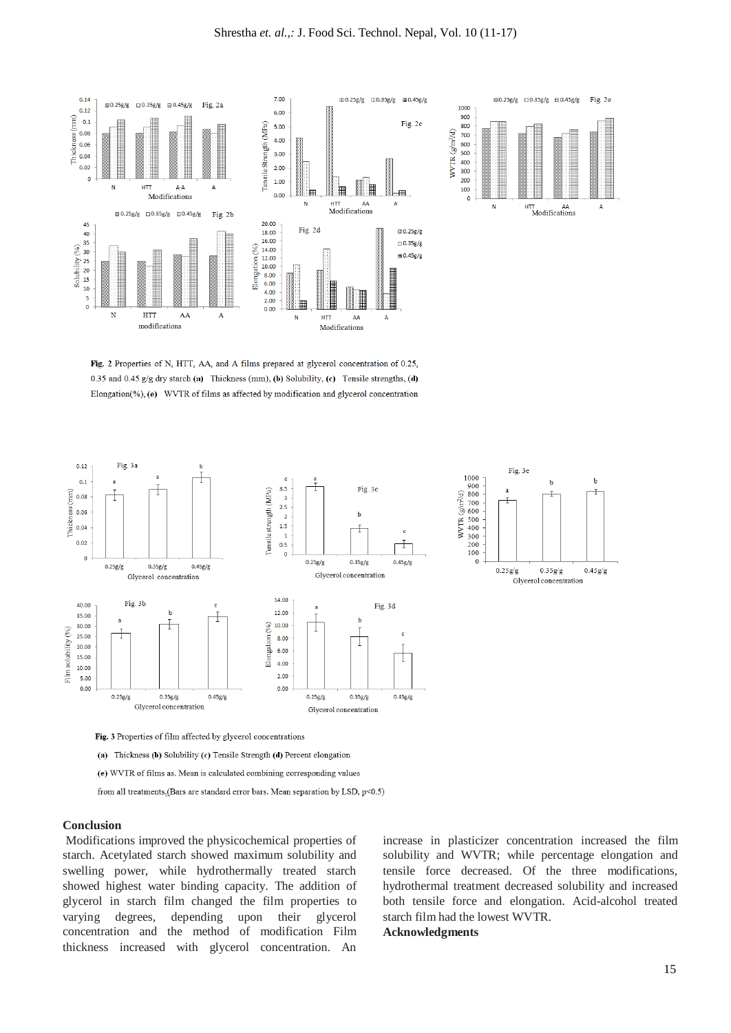Fig. 2 Properties of N, HTT, AA, and A films prepared at glycerol concentration of 0.25, 0.35 and 0.45 g/g dry starch **(a)** Thickness (mm), **(b)** Solubility, **(c)** Tensile strengths, **(d)** Elongation(%), **(e)** WVTR of films as affected by modification and glycerol concentration

**Fig. 3** Properties of film affected by glycerol concentrations

**(a)** Thickness **(b)** Solubility **(c)** Tensile Strength **(d)** Percent elongation

**(e)** WVTR of films as. Mean is calculated combining corresponding values

from all treatments.(Bars are standard error bars. Mean separation by LSD, p<0.5)

## Conclusion

Modifications improved the physicochemical properties of starch. Acetylated starch showed maximum solubility and swelling power, while hydrothermally treated starch showed highest water binding capacity. The addition of glycerol in starch film changed the film properties to varying degrees, depending upon their glycerol concentration and the method of modification Film thickness increased with glycerol concentration. An increase in plasticizer concentration increased the film solubility and WVTR; while percentage elongation and tensile force decreased. Of the three modifications, hydrothermal treatment decreased solubility and increased both tensile force and elongation. Acid-alcohol treated starch film had the lowest WVTR.

## Acknowledgments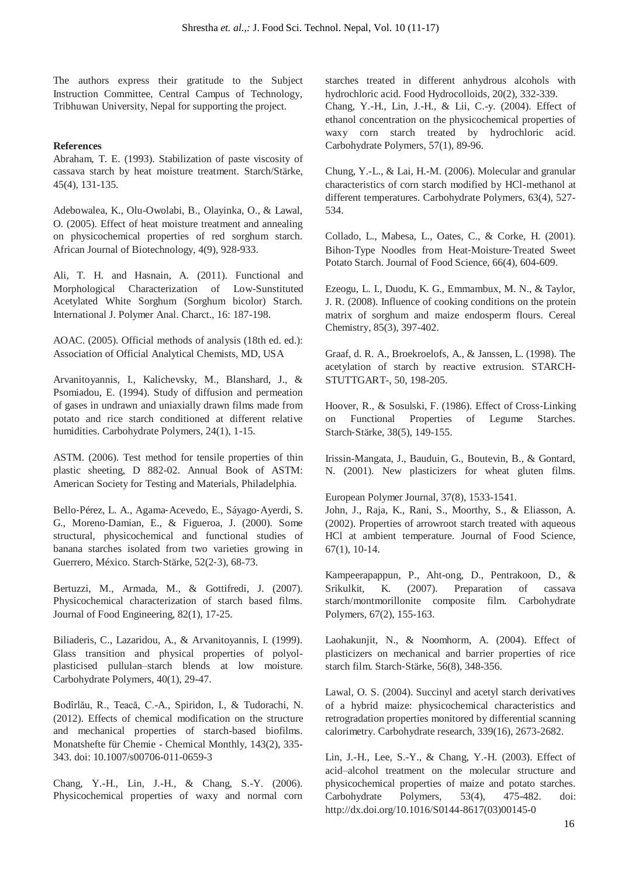The authors express their gratitude to the Subject Instruction Committee, Central Campus of Technology, Tribhuwan University, Nepal for supporting the project.

#### References

Abraham, T. E. (1993). Stabilization of paste viscosity of cassava starch by heat moisture treatment. Starch/Stärke, 45(4), 131-135.

Adebowalea, K., Olu-Owolabi, B., Olayinka, O., & Lawal, O. (2005). Effect of heat moisture treatment and annealing on physicochemical properties of red sorghum starch. African Journal of Biotechnology, 4(9), 928-933.

Ali, T. H. and Hasnain, A. (2011). Functional and Morphological Characterization of Low-Sunstituted Acetylated White Sorghum (Sorghum bicolor) Starch. International J. Polymer Anal. Charct., 16: 187-198.

AOAC. (2005). Official methods of analysis (18th ed. ed.): Association of Official Analytical Chemists, MD, USA

Arvanitoyannis, I., Kalichevsky, M., Blanshard, J., & Psomiadou, E. (1994). Study of diffusion and permeation of gases in undrawn and uniaxially drawn films made from potato and rice starch conditioned at different relative humidities. Carbohydrate Polymers, 24(1), 1-15.

ASTM. (2006). Test method for tensile properties of thin plastic sheeting, D 882-02. Annual Book of ASTM: American Society for Testing and Materials, Philadelphia.

Bello‐Pérez, L. A., Agama‐Acevedo, E., Sáyago‐Ayerdi, S. G., Moreno‐Damian, E., & Figueroa, J. (2000). Some structural, physicochemical and functional studies of banana starches isolated from two varieties growing in Guerrero, México. Starch‐Stärke, 52(2‐3), 68-73.

Bertuzzi, M., Armada, M., & Gottifredi, J. (2007). Physicochemical characterization of starch based films. Journal of Food Engineering, 82(1), 17-25.

Biliaderis, C., Lazaridou, A., & Arvanitoyannis, I. (1999). Glass transition and physical properties of polyol-plasticised pullulan–starch blends at low moisture. Carbohydrate Polymers, 40(1), 29-47.

Bodîrlău, R., Teacă, C.-A., Spiridon, I., & Tudorachi, N. (2012). Effects of chemical modification on the structure and mechanical properties of starch-based biofilms. Monatshefte für Chemie - Chemical Monthly, 143(2), 335-343. doi: 10.1007/s00706-011-0659-3

Chang, Y.-H., Lin, J.-H., & Chang, S.-Y. (2006). Physicochemical properties of waxy and normal corn starches treated in different anhydrous alcohols with hydrochloric acid. Food Hydrocolloids, 20(2), 332-339.

Chang, Y.-H., Lin, J.-H., & Lii, C.-y. (2004). Effect of ethanol concentration on the physicochemical properties of waxy corn starch treated by hydrochloric acid. Carbohydrate Polymers, 57(1), 89-96.

Chung, Y.-L., & Lai, H.-M. (2006). Molecular and granular characteristics of corn starch modified by HCl-methanol at different temperatures. Carbohydrate Polymers, 63(4), 527-534.

Collado, L., Mabesa, L., Oates, C., & Corke, H. (2001). Bihon‐Type Noodles from Heat‐Moisture‐Treated Sweet Potato Starch. Journal of Food Science, 66(4), 604-609.

Ezeogu, L. I., Duodu, K. G., Emmambux, M. N., & Taylor, J. R. (2008). Influence of cooking conditions on the protein matrix of sorghum and maize endosperm flours. Cereal Chemistry, 85(3), 397-402.

Graaf, d. R. A., Broekroelofs, A., & Janssen, L. (1998). The acetylation of starch by reactive extrusion. STARCH-STUTTGART-, 50, 198-205.

Hoover, R., & Sosulski, F. (1986). Effect of Cross‐Linking on Functional Properties of Legume Starches. Starch‐Stärke, 38(5), 149-155.

Irissin-Mangata, J., Bauduin, G., Boutevin, B., & Gontard, N. (2001). New plasticizers for wheat gluten films. European Polymer Journal, 37(8), 1533-1541.

John, J., Raja, K., Rani, S., Moorthy, S., & Eliasson, A. (2002). Properties of arrowroot starch treated with aqueous HCl at ambient temperature. Journal of Food Science, 67(1), 10-14.

Kampeerapappun, P., Aht-ong, D., Pentrakoon, D., & Srikulkit, K. (2007). Preparation of cassava starch/montmorillonite composite film. Carbohydrate Polymers, 67(2), 155-163.

Laohakunjit, N., & Noomhorm, A. (2004). Effect of plasticizers on mechanical and barrier properties of rice starch film. Starch‐Stärke, 56(8), 348-356.

Lawal, O. S. (2004). Succinyl and acetyl starch derivatives of a hybrid maize: physicochemical characteristics and retrogradation properties monitored by differential scanning calorimetry. Carbohydrate research, 339(16), 2673-2682.

Lin, J.-H., Lee, S.-Y., & Chang, Y.-H. (2003). Effect of acid–alcohol treatment on the molecular structure and physicochemical properties of maize and potato starches. Carbohydrate Polymers, 53(4), 475-482. doi: http://dx.doi.org/10.1016/S0144-8617(03)00145-0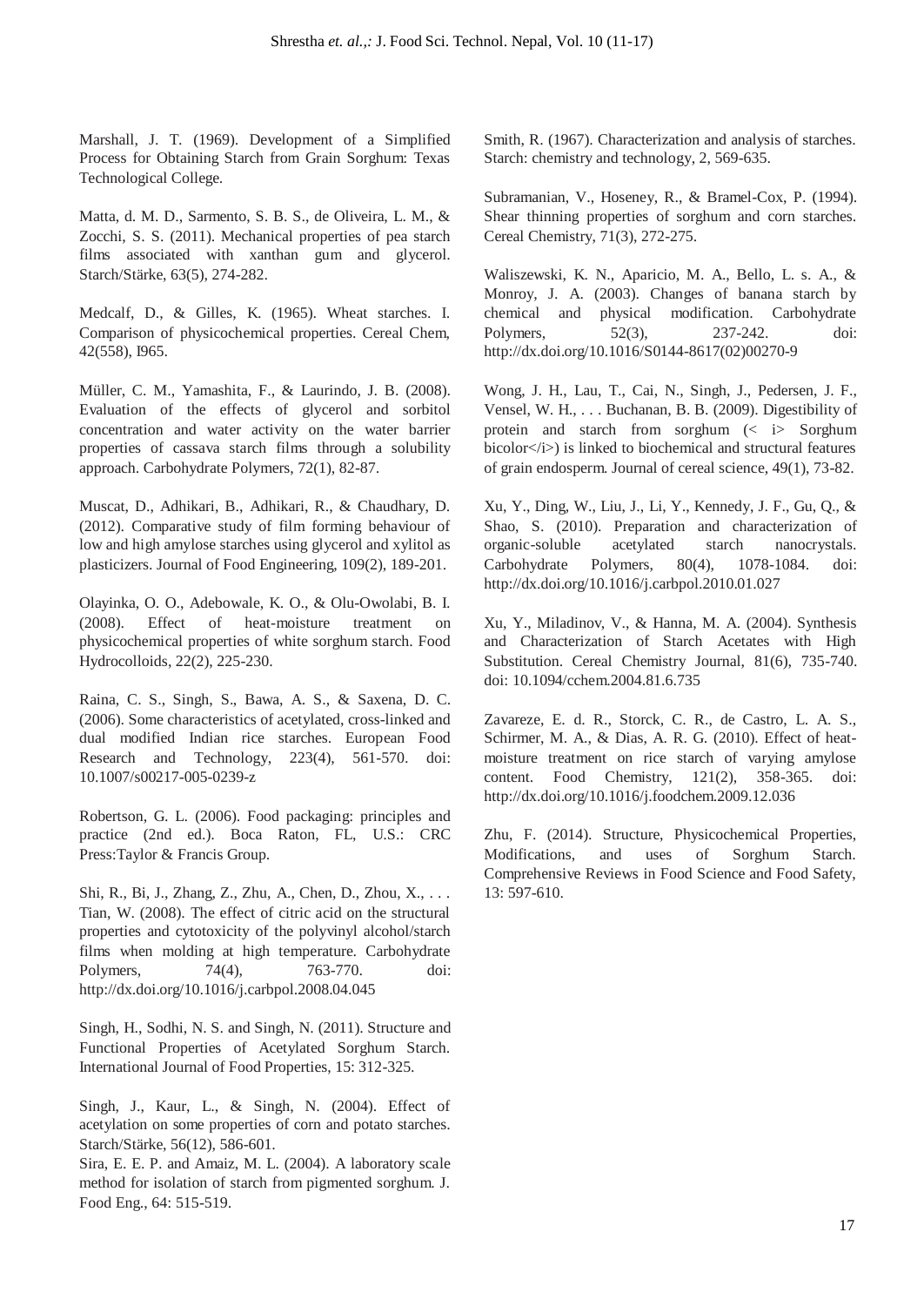Marshall, J. T. (1969). Development of a Simplified Process for Obtaining Starch from Grain Sorghum: Texas Technological College.

Matta, d. M. D., Sarmento, S. B. S., de Oliveira, L. M., & Zocchi, S. S. (2011). Mechanical properties of pea starch films associated with xanthan gum and glycerol. Starch/Stärke, 63(5), 274-282.

Medcalf, D., & Gilles, K. (1965). Wheat starches. I. Comparison of physicochemical properties. Cereal Chem, 42(558), I965.

Müller, C. M., Yamashita, F., & Laurindo, J. B. (2008). Evaluation of the effects of glycerol and sorbitol concentration and water activity on the water barrier properties of cassava starch films through a solubility approach. Carbohydrate Polymers, 72(1), 82-87.

Muscat, D., Adhikari, B., Adhikari, R., & Chaudhary, D. (2012). Comparative study of film forming behaviour of low and high amylose starches using glycerol and xylitol as plasticizers. Journal of Food Engineering, 109(2), 189-201.

Olayinka, O. O., Adebowale, K. O., & Olu-Owolabi, B. I. (2008). Effect of heat-moisture treatment on physicochemical properties of white sorghum starch. Food Hydrocolloids, 22(2), 225-230.

Raina, C. S., Singh, S., Bawa, A. S., & Saxena, D. C. (2006). Some characteristics of acetylated, cross-linked and dual modified Indian rice starches. European Food Research and Technology, 223(4), 561-570. doi: 10.1007/s00217-005-0239-z

Robertson, G. L. (2006). Food packaging: principles and practice (2nd ed.). Boca Raton, FL, U.S.: CRC Press:Taylor & Francis Group.

Shi, R., Bi, J., Zhang, Z., Zhu, A., Chen, D., Zhou, X., . . . Tian, W. (2008). The effect of citric acid on the structural properties and cytotoxicity of the polyvinyl alcohol/starch films when molding at high temperature. Carbohydrate Polymers, 74(4), 763-770. doi: http://dx.doi.org/10.1016/j.carbpol.2008.04.045

Singh, H., Sodhi, N. S. and Singh, N. (2011). Structure and Functional Properties of Acetylated Sorghum Starch. International Journal of Food Properties, 15: 312-325.

Singh, J., Kaur, L., & Singh, N. (2004). Effect of acetylation on some properties of corn and potato starches. Starch/Stärke, 56(12), 586-601.

Sira, E. E. P. and Amaiz, M. L. (2004). A laboratory scale method for isolation of starch from pigmented sorghum. J. Food Eng., 64: 515-519.

Smith, R. (1967). Characterization and analysis of starches. Starch: chemistry and technology, 2, 569-635.

Subramanian, V., Hoseney, R., & Bramel-Cox, P. (1994). Shear thinning properties of sorghum and corn starches. Cereal Chemistry, 71(3), 272-275.

Waliszewski, K. N., Aparicio, M. A., Bello, L. s. A., & Monroy, J. A. (2003). Changes of banana starch by chemical and physical modification. Carbohydrate Polymers, 52(3), 237-242. doi: http://dx.doi.org/10.1016/S0144-8617(02)00270-9

Wong, J. H., Lau, T., Cai, N., Singh, J., Pedersen, J. F., Vensel, W. H., . . . Buchanan, B. B. (2009). Digestibility of protein and starch from sorghum (< i> Sorghum bicolor</i>) is linked to biochemical and structural features of grain endosperm. Journal of cereal science, 49(1), 73-82.

Xu, Y., Ding, W., Liu, J., Li, Y., Kennedy, J. F., Gu, Q., & Shao, S. (2010). Preparation and characterization of organic-soluble acetylated starch nanocrystals. Carbohydrate Polymers, 80(4), 1078-1084. doi: http://dx.doi.org/10.1016/j.carbpol.2010.01.027

Xu, Y., Miladinov, V., & Hanna, M. A. (2004). Synthesis and Characterization of Starch Acetates with High Substitution. Cereal Chemistry Journal, 81(6), 735-740. doi: 10.1094/cchem.2004.81.6.735

Zavareze, E. d. R., Storck, C. R., de Castro, L. A. S., Schirmer, M. A., & Dias, A. R. G. (2010). Effect of heat-moisture treatment on rice starch of varying amylose content. Food Chemistry, 121(2), 358-365. doi: http://dx.doi.org/10.1016/j.foodchem.2009.12.036

Zhu, F. (2014). Structure, Physicochemical Properties, Modifications, and uses of Sorghum Starch. Comprehensive Reviews in Food Science and Food Safety, 13: 597-610.